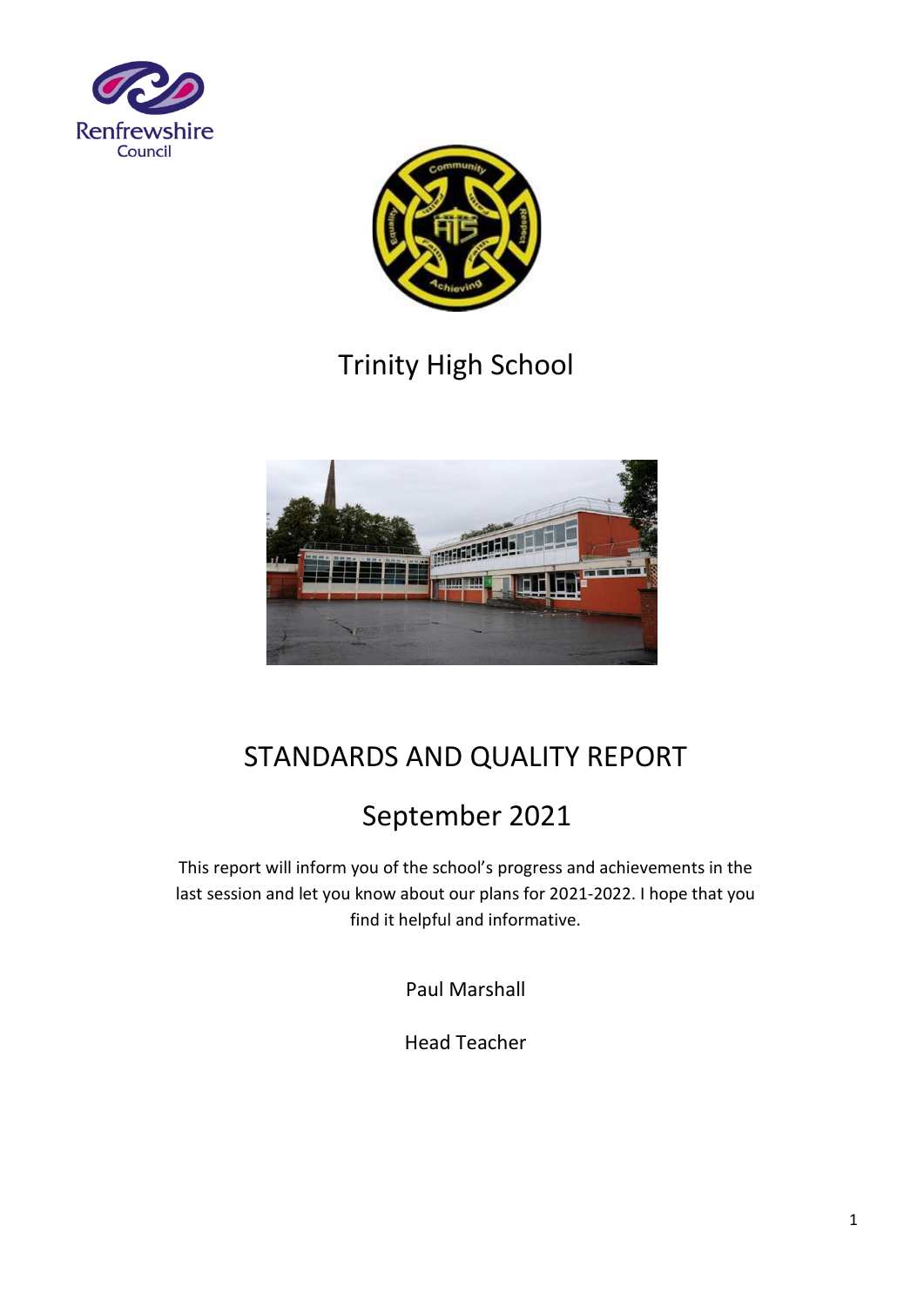Renfrewshire Council

# Trinity High School

# STANDARDS AND QUALITY REPORT

## September 2021

This report will inform you of the school's progress and achievements in the last session and let you know about our plans for 2021-2022. I hope that you find it helpful and informative.

Paul Marshall

Head Teacher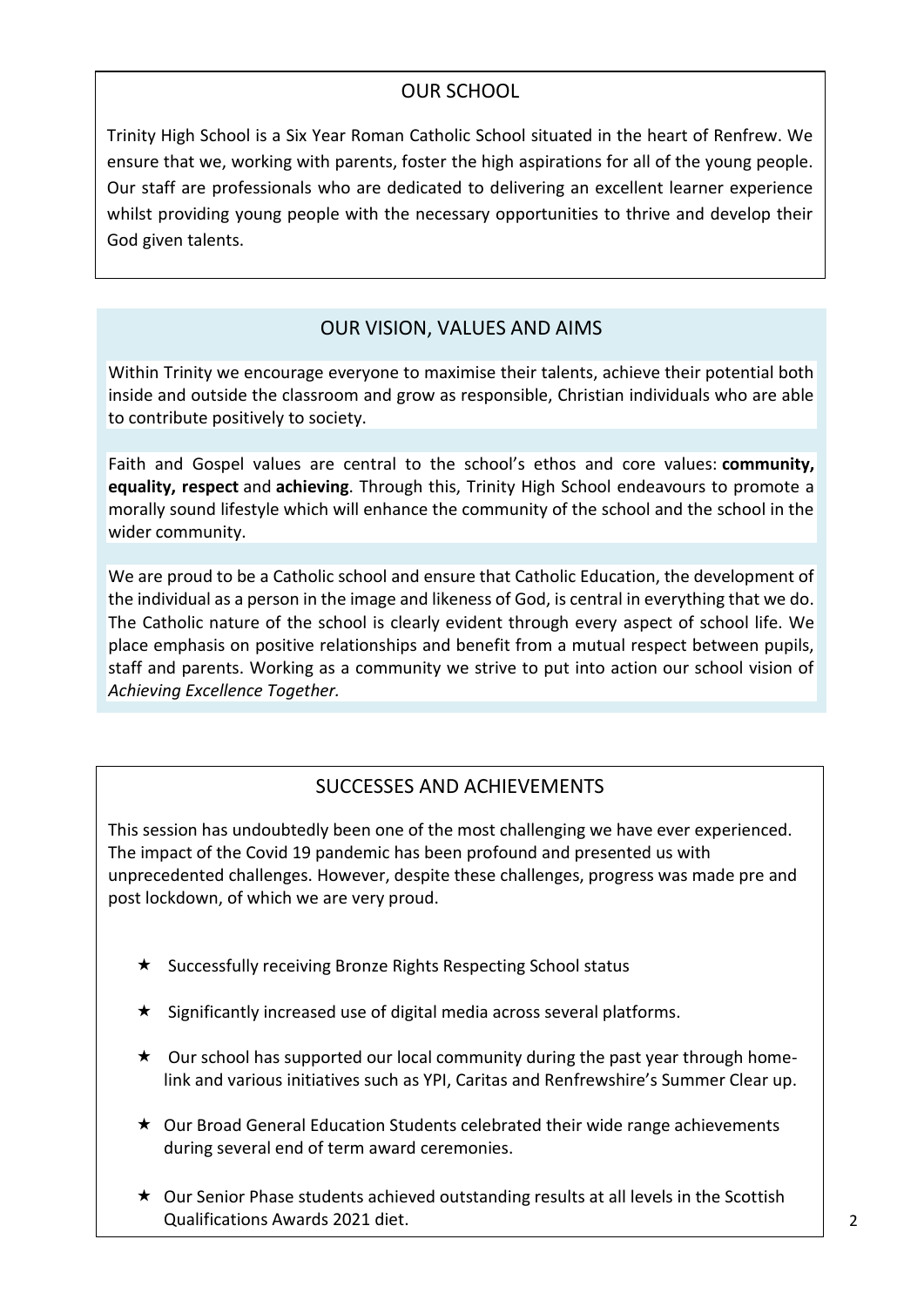## OUR SCHOOL

Trinity High School is a Six Year Roman Catholic School situated in the heart of Renfrew. We ensure that we, working with parents, foster the high aspirations for all of the young people. Our staff are professionals who are dedicated to delivering an excellent learner experience whilst providing young people with the necessary opportunities to thrive and develop their God given talents.

## OUR VISION, VALUES AND AIMS

Within Trinity we encourage everyone to maximise their talents, achieve their potential both inside and outside the classroom and grow as responsible, Christian individuals who are able to contribute positively to society.

Faith and Gospel values are central to the school's ethos and core values: **community, equality, respect** and **achieving**. Through this, Trinity High School endeavours to promote a morally sound lifestyle which will enhance the community of the school and the school in the wider community.

We are proud to be a Catholic school and ensure that Catholic Education, the development of the individual as a person in the image and likeness of God, is central in everything that we do. The Catholic nature of the school is clearly evident through every aspect of school life. We place emphasis on positive relationships and benefit from a mutual respect between pupils, staff and parents. Working as a community we strive to put into action our school vision of *Achieving Excellence Together.*

## SUCCESSES AND ACHIEVEMENTS

This session has undoubtedly been one of the most challenging we have ever experienced. The impact of the Covid 19 pandemic has been profound and presented us with unprecedented challenges. However, despite these challenges, progress was made pre and post lockdown, of which we are very proud.

- ★ Successfully receiving Bronze Rights Respecting School status
- ★ Significantly increased use of digital media across several platforms.
- ★ Our school has supported our local community during the past year through home-link and various initiatives such as YPI, Caritas and Renfrewshire's Summer Clear up.
- ★ Our Broad General Education Students celebrated their wide range achievements during several end of term award ceremonies.
- ★ Our Senior Phase students achieved outstanding results at all levels in the Scottish Qualifications Awards 2021 diet.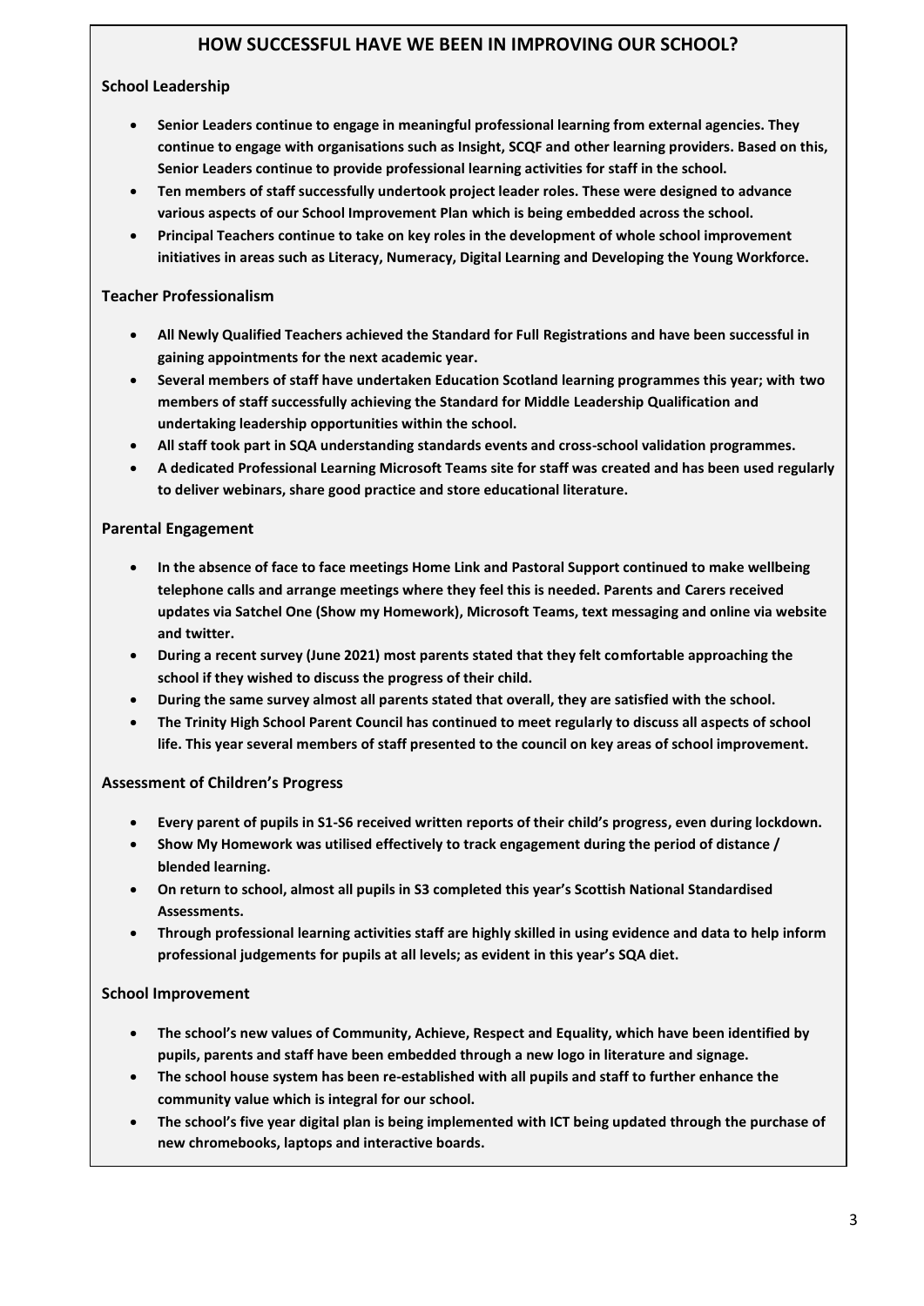## HOW SUCCESSFUL HAVE WE BEEN IN IMPROVING OUR SCHOOL?

### School Leadership

- **Senior Leaders continue to engage in meaningful professional learning from external agencies. They continue to engage with organisations such as Insight, SCQF and other learning providers. Based on this, Senior Leaders continue to provide professional learning activities for staff in the school.**
- **Ten members of staff successfully undertook project leader roles. These were designed to advance various aspects of our School Improvement Plan which is being embedded across the school.**
- **Principal Teachers continue to take on key roles in the development of whole school improvement initiatives in areas such as Literacy, Numeracy, Digital Learning and Developing the Young Workforce.**

### Teacher Professionalism

- **All Newly Qualified Teachers achieved the Standard for Full Registrations and have been successful in gaining appointments for the next academic year.**
- **Several members of staff have undertaken Education Scotland learning programmes this year; with two members of staff successfully achieving the Standard for Middle Leadership Qualification and undertaking leadership opportunities within the school.**
- **All staff took part in SQA understanding standards events and cross-school validation programmes.**
- **A dedicated Professional Learning Microsoft Teams site for staff was created and has been used regularly to deliver webinars, share good practice and store educational literature.**

### Parental Engagement

- **In the absence of face to face meetings Home Link and Pastoral Support continued to make wellbeing telephone calls and arrange meetings where they feel this is needed. Parents and Carers received updates via Satchel One (Show my Homework), Microsoft Teams, text messaging and online via website and twitter.**
- **During a recent survey (June 2021) most parents stated that they felt comfortable approaching the school if they wished to discuss the progress of their child.**
- **During the same survey almost all parents stated that overall, they are satisfied with the school.**
- **The Trinity High School Parent Council has continued to meet regularly to discuss all aspects of school life. This year several members of staff presented to the council on key areas of school improvement.**

### Assessment of Children's Progress

- **Every parent of pupils in S1-S6 received written reports of their child's progress, even during lockdown.**
- **Show My Homework was utilised effectively to track engagement during the period of distance / blended learning.**
- **On return to school, almost all pupils in S3 completed this year's Scottish National Standardised Assessments.**
- **Through professional learning activities staff are highly skilled in using evidence and data to help inform professional judgements for pupils at all levels; as evident in this year's SQA diet.**

### School Improvement

- **The school's new values of Community, Achieve, Respect and Equality, which have been identified by pupils, parents and staff have been embedded through a new logo in literature and signage.**
- **The school house system has been re-established with all pupils and staff to further enhance the community value which is integral for our school.**
- **The school's five year digital plan is being implemented with ICT being updated through the purchase of new chromebooks, laptops and interactive boards.**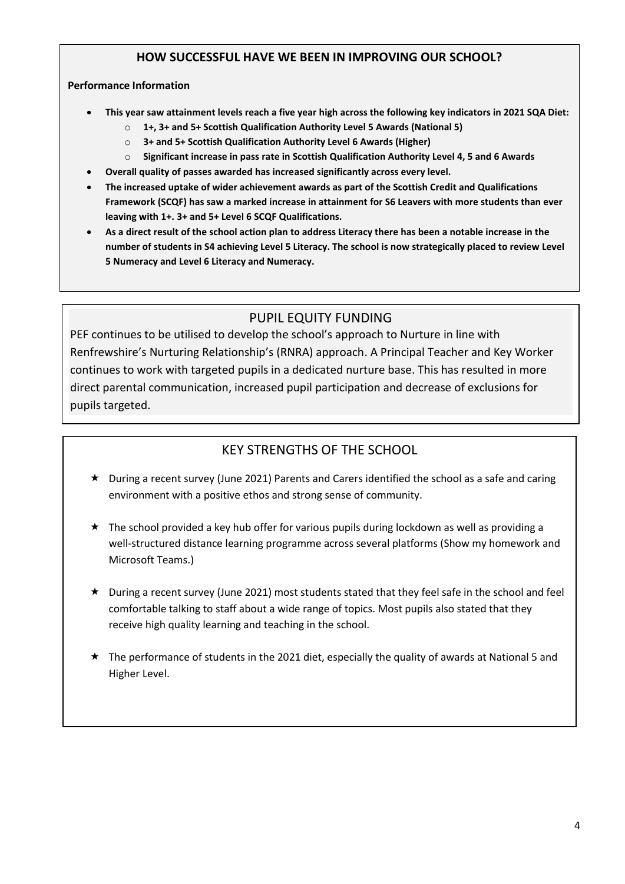## HOW SUCCESSFUL HAVE WE BEEN IN IMPROVING OUR SCHOOL?

**Performance Information**

- **This year saw attainment levels reach a five year high across the following key indicators in 2021 SQA Diet:**
    - **1+, 3+ and 5+ Scottish Qualification Authority Level 5 Awards (National 5)**
    - **3+ and 5+ Scottish Qualification Authority Level 6 Awards (Higher)**
    - **Significant increase in pass rate in Scottish Qualification Authority Level 4, 5 and 6 Awards**
- **Overall quality of passes awarded has increased significantly across every level.**
- **The increased uptake of wider achievement awards as part of the Scottish Credit and Qualifications Framework (SCQF) has saw a marked increase in attainment for S6 Leavers with more students than ever leaving with 1+. 3+ and 5+ Level 6 SCQF Qualifications.**
- **As a direct result of the school action plan to address Literacy there has been a notable increase in the number of students in S4 achieving Level 5 Literacy. The school is now strategically placed to review Level 5 Numeracy and Level 6 Literacy and Numeracy.**

## PUPIL EQUITY FUNDING

PEF continues to be utilised to develop the school's approach to Nurture in line with Renfrewshire's Nurturing Relationship's (RNRA) approach. A Principal Teacher and Key Worker continues to work with targeted pupils in a dedicated nurture base. This has resulted in more direct parental communication, increased pupil participation and decrease of exclusions for pupils targeted.

## KEY STRENGTHS OF THE SCHOOL

- ★ During a recent survey (June 2021) Parents and Carers identified the school as a safe and caring environment with a positive ethos and strong sense of community.
- ★ The school provided a key hub offer for various pupils during lockdown as well as providing a well-structured distance learning programme across several platforms (Show my homework and Microsoft Teams.)
- ★ During a recent survey (June 2021) most students stated that they feel safe in the school and feel comfortable talking to staff about a wide range of topics. Most pupils also stated that they receive high quality learning and teaching in the school.
- ★ The performance of students in the 2021 diet, especially the quality of awards at National 5 and Higher Level.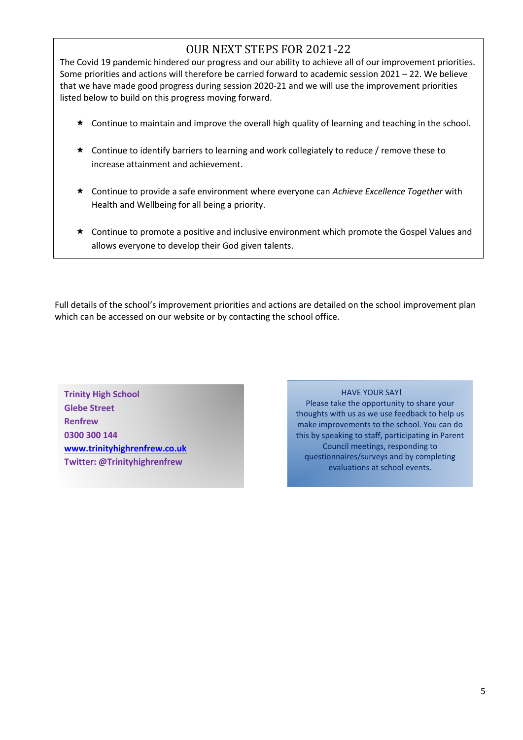## OUR NEXT STEPS FOR 2021-22

The Covid 19 pandemic hindered our progress and our ability to achieve all of our improvement priorities. Some priorities and actions will therefore be carried forward to academic session 2021 – 22. We believe that we have made good progress during session 2020-21 and we will use the improvement priorities listed below to build on this progress moving forward.

- Continue to maintain and improve the overall high quality of learning and teaching in the school.
- Continue to identify barriers to learning and work collegiately to reduce / remove these to increase attainment and achievement.
- Continue to provide a safe environment where everyone can *Achieve Excellence Together* with Health and Wellbeing for all being a priority.
- Continue to promote a positive and inclusive environment which promote the Gospel Values and allows everyone to develop their God given talents.

Full details of the school's improvement priorities and actions are detailed on the school improvement plan which can be accessed on our website or by contacting the school office.

**Trinity High School**
**Glebe Street**
**Renfrew**
**0300 300 144**
**[www.trinityhighrenfrew.co.uk](http://www.trinityhighrenfrew.co.uk)**
**Twitter: @Trinityhighrenfrew**

HAVE YOUR SAY!

Please take the opportunity to share your thoughts with us as we use feedback to help us make improvements to the school. You can do this by speaking to staff, participating in Parent Council meetings, responding to questionnaires/surveys and by completing evaluations at school events.